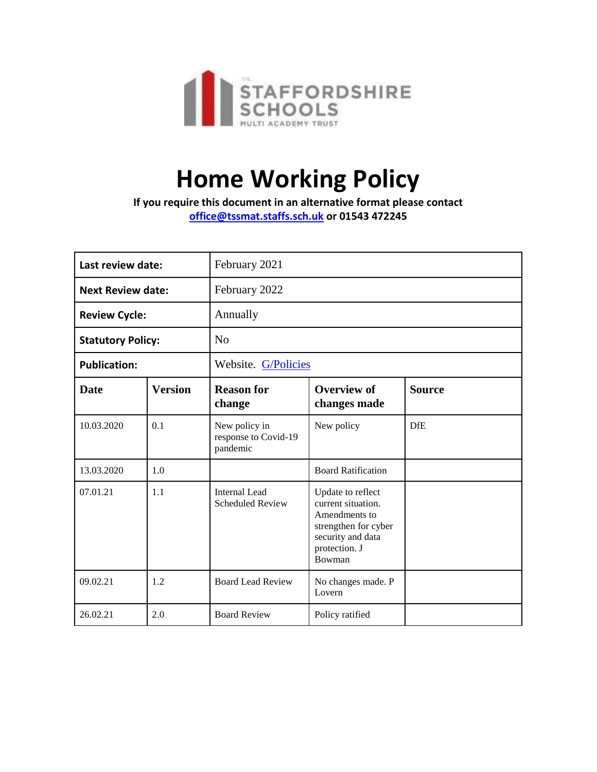# Home Working Policy

**If you require this document in an alternative format please contact office@tssmat.staffs.sch.uk or 01543 472245**

| **Last review date:** | | February 2021 | | |
|---|---|---|---|---|
| **Next Review date:** | | February 2022 | | |
| **Review Cycle:** | | Annually | | |
| **Statutory Policy:** | | No | | |
| **Publication:** | | Website. G/Policies | | |
| **Date** | **Version** | **Reason for change** | **Overview of changes made** | **Source** |
| 10.03.2020 | 0.1 | New policy in response to Covid-19 pandemic | New policy | DfE |
| 13.03.2020 | 1.0 | | Board Ratification | |
| 07.01.21 | 1.1 | Internal Lead Scheduled Review | Update to reflect current situation. Amendments to strengthen for cyber security and data protection. J Bowman | |
| 09.02.21 | 1.2 | Board Lead Review | No changes made. P Lovern | |
| 26.02.21 | 2.0 | Board Review | Policy ratified | |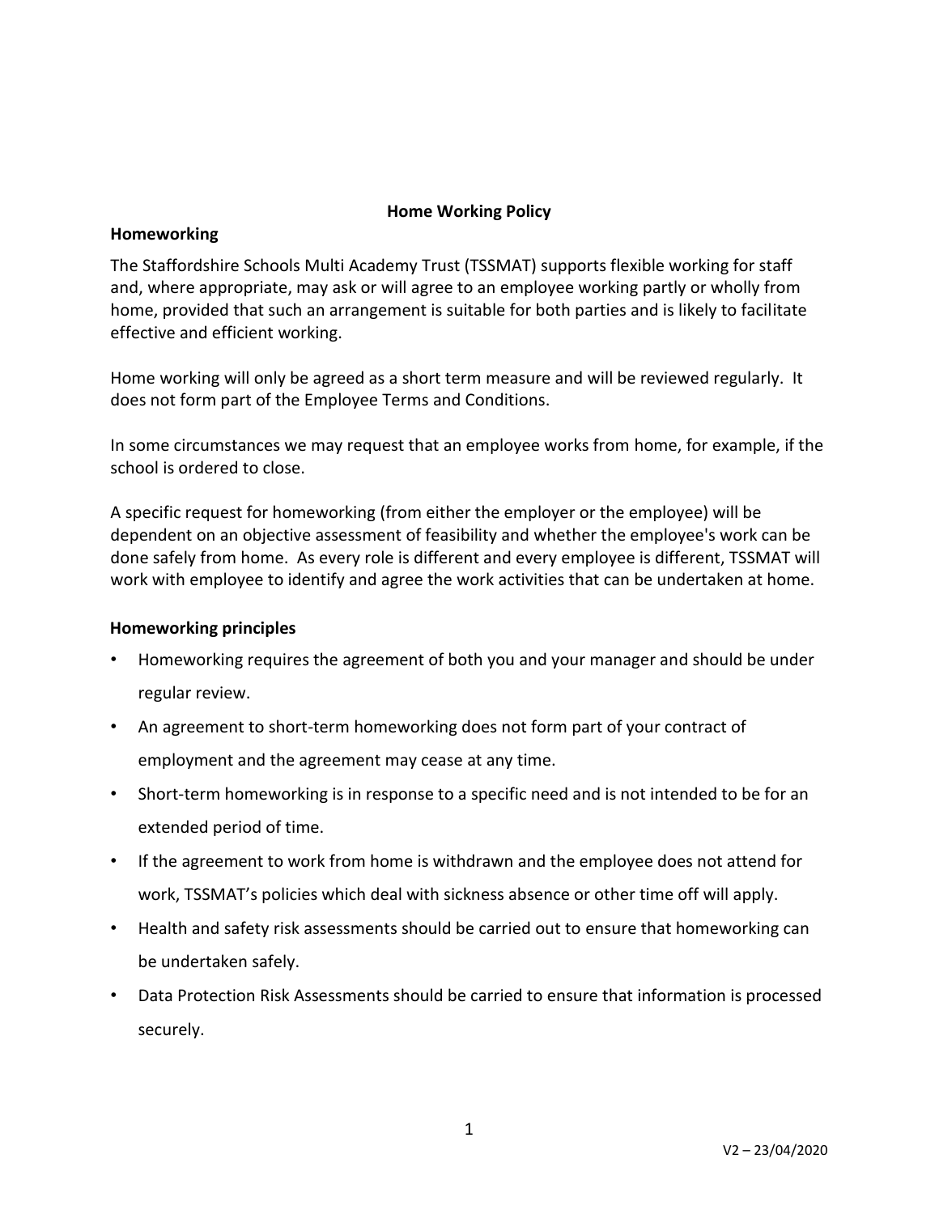**Home Working Policy**

**Homeworking**

The Staffordshire Schools Multi Academy Trust (TSSMAT) supports flexible working for staff and, where appropriate, may ask or will agree to an employee working partly or wholly from home, provided that such an arrangement is suitable for both parties and is likely to facilitate effective and efficient working.

Home working will only be agreed as a short term measure and will be reviewed regularly. It does not form part of the Employee Terms and Conditions.

In some circumstances we may request that an employee works from home, for example, if the school is ordered to close.

A specific request for homeworking (from either the employer or the employee) will be dependent on an objective assessment of feasibility and whether the employee's work can be done safely from home. As every role is different and every employee is different, TSSMAT will work with employee to identify and agree the work activities that can be undertaken at home.

**Homeworking principles**

- Homeworking requires the agreement of both you and your manager and should be under regular review.
- An agreement to short-term homeworking does not form part of your contract of employment and the agreement may cease at any time.
- Short-term homeworking is in response to a specific need and is not intended to be for an extended period of time.
- If the agreement to work from home is withdrawn and the employee does not attend for work, TSSMAT's policies which deal with sickness absence or other time off will apply.
- Health and safety risk assessments should be carried out to ensure that homeworking can be undertaken safely.
- Data Protection Risk Assessments should be carried to ensure that information is processed securely.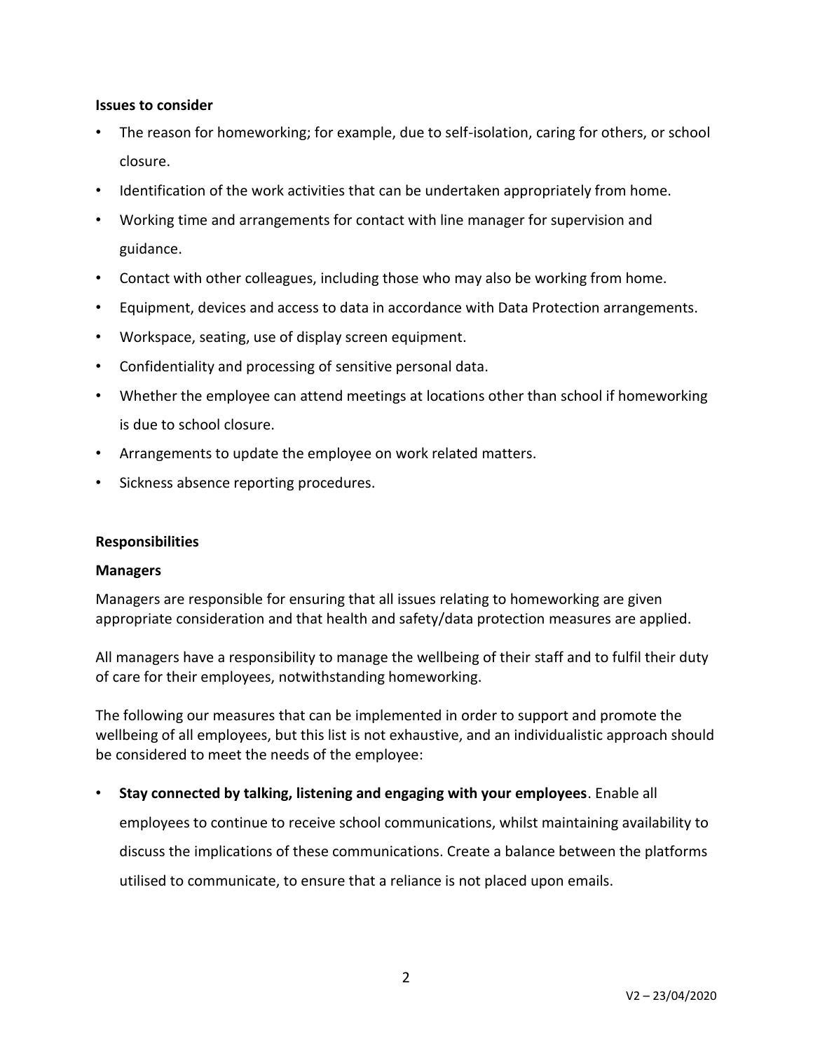**Issues to consider**

- The reason for homeworking; for example, due to self-isolation, caring for others, or school closure.
- Identification of the work activities that can be undertaken appropriately from home.
- Working time and arrangements for contact with line manager for supervision and guidance.
- Contact with other colleagues, including those who may also be working from home.
- Equipment, devices and access to data in accordance with Data Protection arrangements.
- Workspace, seating, use of display screen equipment.
- Confidentiality and processing of sensitive personal data.
- Whether the employee can attend meetings at locations other than school if homeworking is due to school closure.
- Arrangements to update the employee on work related matters.
- Sickness absence reporting procedures.

**Responsibilities**

**Managers**

Managers are responsible for ensuring that all issues relating to homeworking are given appropriate consideration and that health and safety/data protection measures are applied.

All managers have a responsibility to manage the wellbeing of their staff and to fulfil their duty of care for their employees, notwithstanding homeworking.

The following our measures that can be implemented in order to support and promote the wellbeing of all employees, but this list is not exhaustive, and an individualistic approach should be considered to meet the needs of the employee:

- **Stay connected by talking, listening and engaging with your employees**. Enable all employees to continue to receive school communications, whilst maintaining availability to discuss the implications of these communications. Create a balance between the platforms utilised to communicate, to ensure that a reliance is not placed upon emails.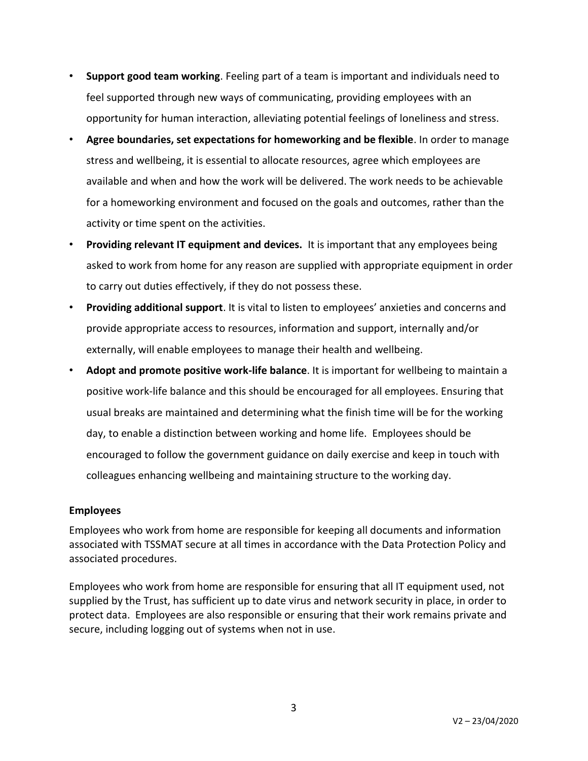- **Support good team working**. Feeling part of a team is important and individuals need to feel supported through new ways of communicating, providing employees with an opportunity for human interaction, alleviating potential feelings of loneliness and stress.
- **Agree boundaries, set expectations for homeworking and be flexible**. In order to manage stress and wellbeing, it is essential to allocate resources, agree which employees are available and when and how the work will be delivered. The work needs to be achievable for a homeworking environment and focused on the goals and outcomes, rather than the activity or time spent on the activities.
- **Providing relevant IT equipment and devices.** It is important that any employees being asked to work from home for any reason are supplied with appropriate equipment in order to carry out duties effectively, if they do not possess these.
- **Providing additional support**. It is vital to listen to employees' anxieties and concerns and provide appropriate access to resources, information and support, internally and/or externally, will enable employees to manage their health and wellbeing.
- **Adopt and promote positive work-life balance**. It is important for wellbeing to maintain a positive work-life balance and this should be encouraged for all employees. Ensuring that usual breaks are maintained and determining what the finish time will be for the working day, to enable a distinction between working and home life. Employees should be encouraged to follow the government guidance on daily exercise and keep in touch with colleagues enhancing wellbeing and maintaining structure to the working day.

**Employees**

Employees who work from home are responsible for keeping all documents and information associated with TSSMAT secure at all times in accordance with the Data Protection Policy and associated procedures.

Employees who work from home are responsible for ensuring that all IT equipment used, not supplied by the Trust, has sufficient up to date virus and network security in place, in order to protect data. Employees are also responsible or ensuring that their work remains private and secure, including logging out of systems when not in use.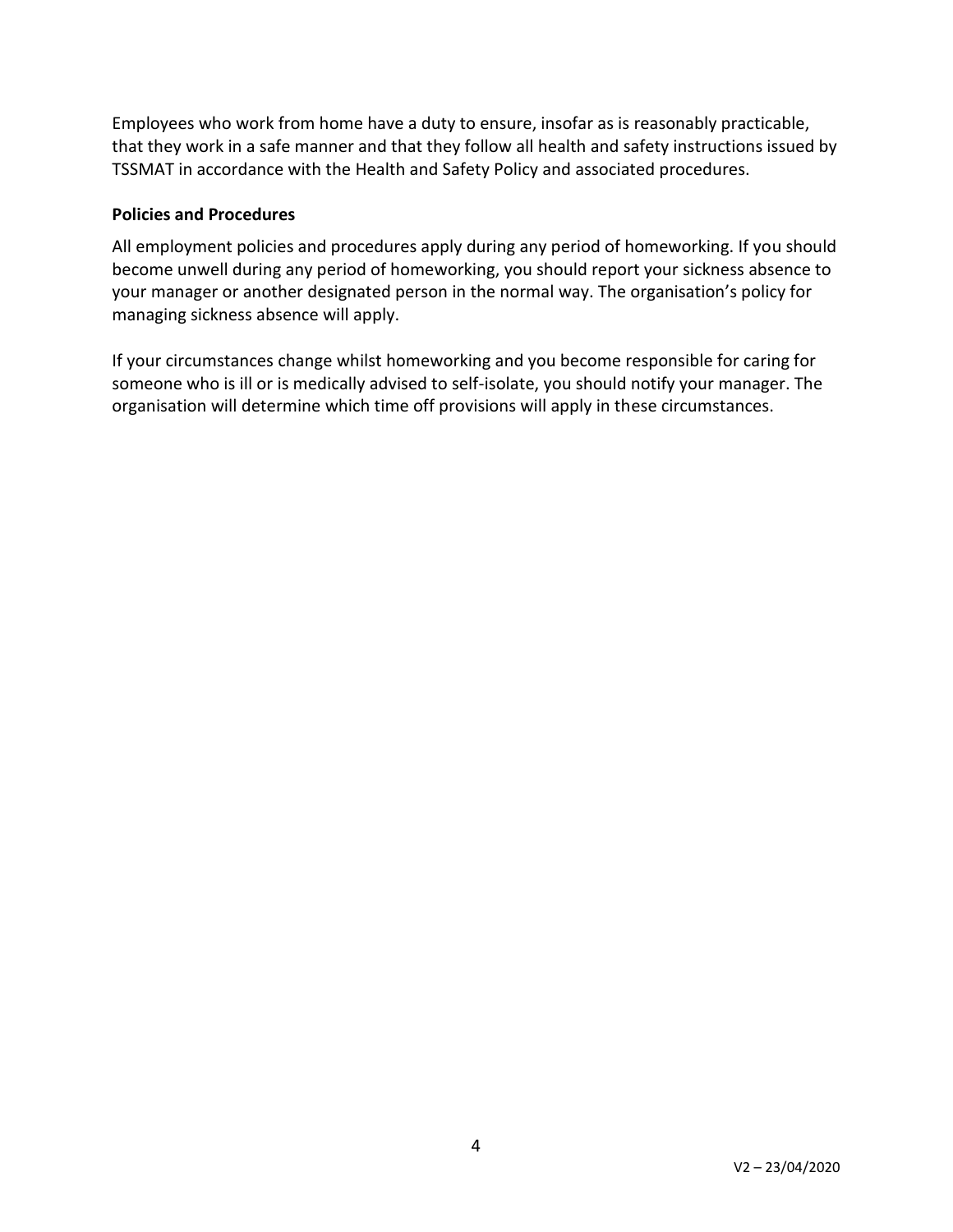Employees who work from home have a duty to ensure, insofar as is reasonably practicable, that they work in a safe manner and that they follow all health and safety instructions issued by TSSMAT in accordance with the Health and Safety Policy and associated procedures.

**Policies and Procedures**

All employment policies and procedures apply during any period of homeworking. If you should become unwell during any period of homeworking, you should report your sickness absence to your manager or another designated person in the normal way. The organisation's policy for managing sickness absence will apply.

If your circumstances change whilst homeworking and you become responsible for caring for someone who is ill or is medically advised to self-isolate, you should notify your manager. The organisation will determine which time off provisions will apply in these circumstances.